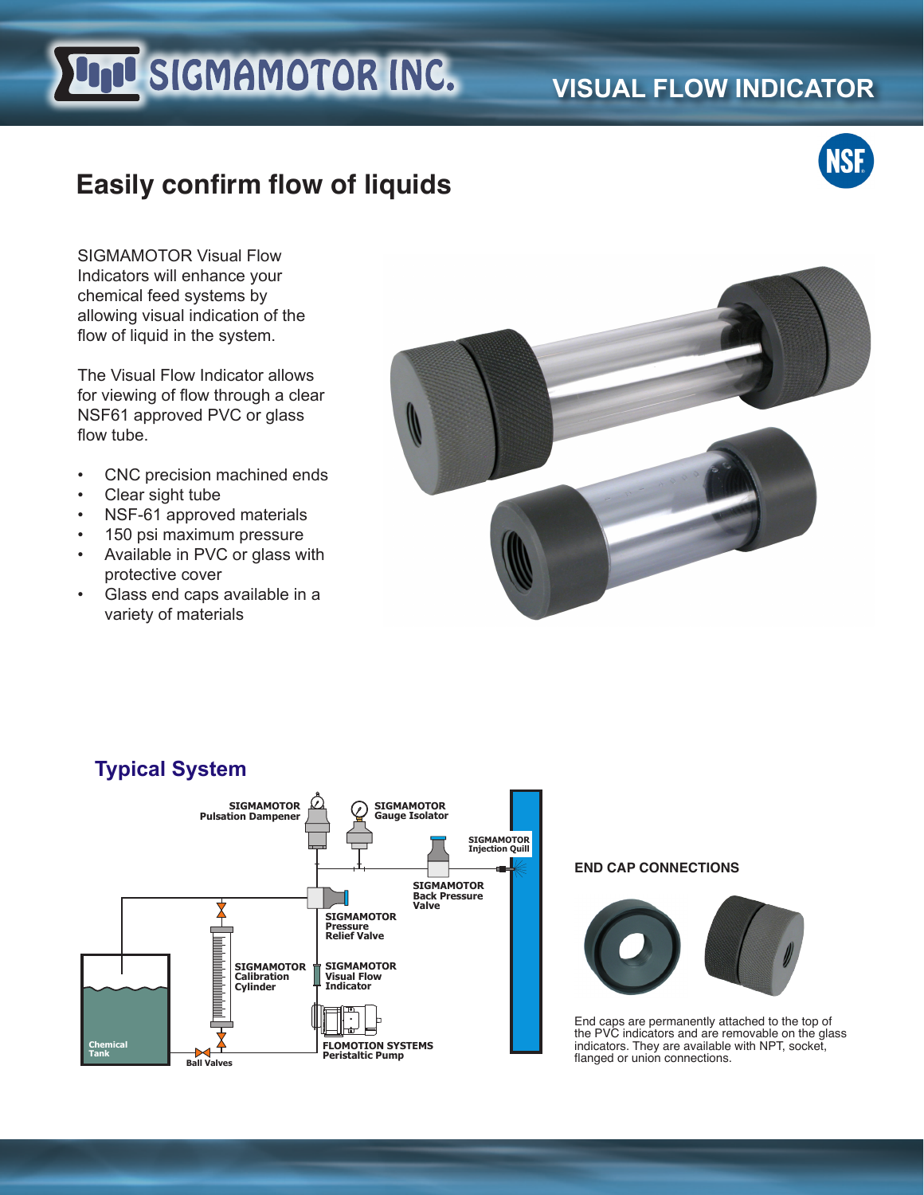# SIGMAMOTOR INC.

## VISUAL FLOW INDICATOR

# Easily confirm flow of liquids

SIGMAMOTOR Visual Flow Indicators will enhance your chemical feed systems by allowing visual indication of the flow of liquid in the system.

The Visual Flow Indicator allows for viewing of flow through a clear NSF61 approved PVC or glass flow tube.

- CNC precision machined ends
- Clear sight tube
- NSF-61 approved materials
- 150 psi maximum pressure
- Available in PVC or glass with protective cover
- Glass end caps available in a variety of materials

## Typical System

SIGMAMOTOR Pulsation Dampener

SIGMAMOTOR Gauge Isolator

SIGMAMOTOR Injection Quill

SIGMAMOTOR Back Pressure Valve

SIGMAMOTOR Pressure Relief Valve

SIGMAMOTOR Calibration Cylinder

SIGMAMOTOR Visual Flow Indicator

FLOMOTION SYSTEMS Peristaltic Pump

Chemical Tank

Ball Valves

### END CAP CONNECTIONS

End caps are permanently attached to the top of the PVC indicators and are removable on the glass indicators. They are available with NPT, socket, flanged or union connections.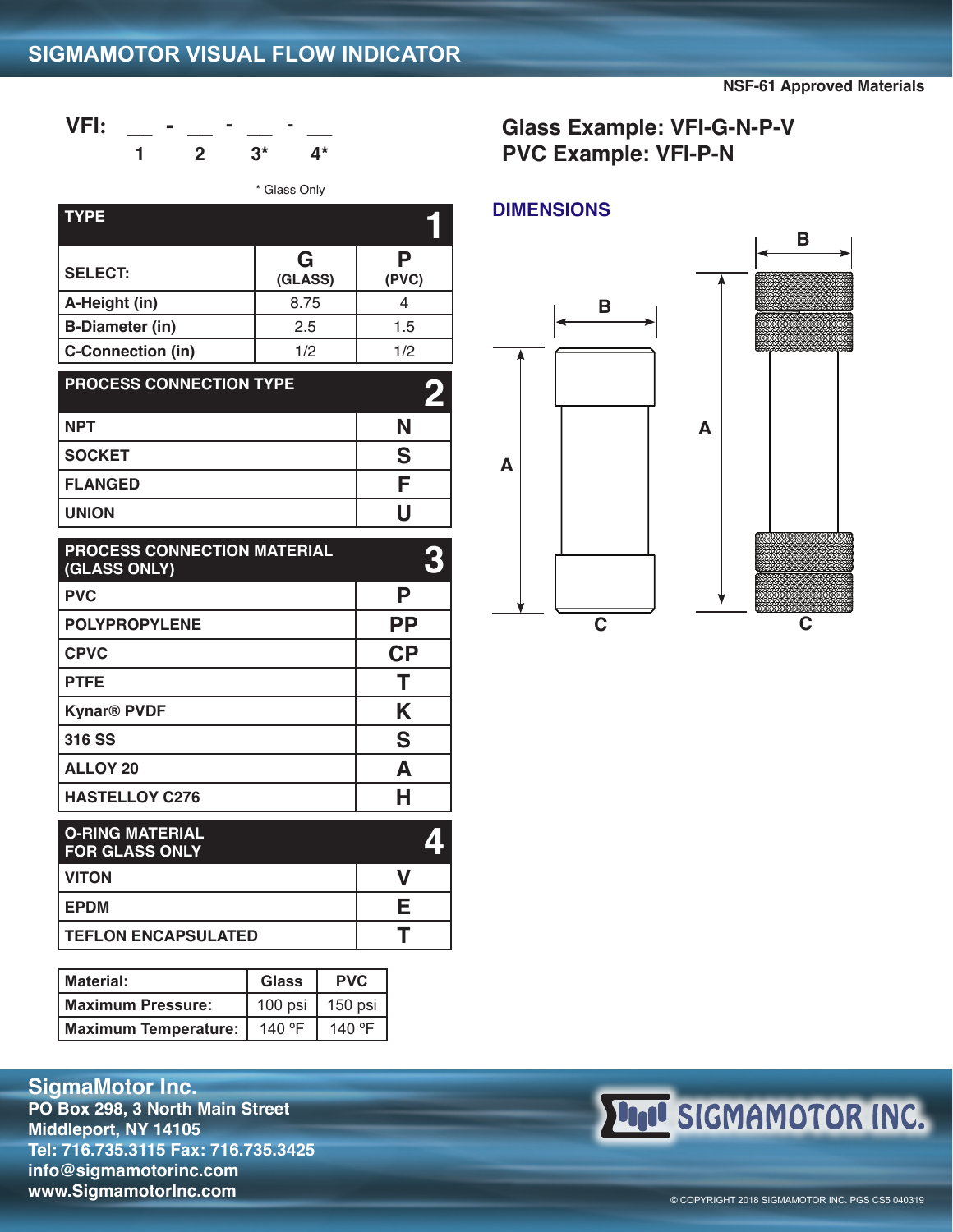# SIGMAMOTOR VISUAL FLOW INDICATOR

**NSF-61 Approved Materials**

**VFI: __ - __ - __ - __**
1 2 3* 4*

\* Glass Only

**Glass Example: VFI-G-N-P-V**
**PVC Example: VFI-P-N**

| TYPE | | 1 |
|---|---|---|
| SELECT: | G (GLASS) | P (PVC) |
| A-Height (in) | 8.75 | 4 |
| B-Diameter (in) | 2.5 | 1.5 |
| C-Connection (in) | 1/2 | 1/2 |

| PROCESS CONNECTION TYPE | 2 |
|---|---|
| NPT | N |
| SOCKET | S |
| FLANGED | F |
| UNION | U |

| PROCESS CONNECTION MATERIAL (GLASS ONLY) | 3 |
|---|---|
| PVC | P |
| POLYPROPYLENE | PP |
| CPVC | CP |
| PTFE | T |
| Kynar® PVDF | K |
| 316 SS | S |
| ALLOY 20 | A |
| HASTELLOY C276 | H |

| O-RING MATERIAL FOR GLASS ONLY | 4 |
|---|---|
| VITON | V |
| EPDM | E |
| TEFLON ENCAPSULATED | T |

| Material: | Glass | PVC |
|---|---|---|
| Maximum Pressure: | 100 psi | 150 psi |
| Maximum Temperature: | 140 ºF | 140 ºF |

## DIMENSIONS

B
A
C

B
A
C

**SigmaMotor Inc.**
PO Box 298, 3 North Main Street
Middleport, NY 14105
Tel: 716.735.3115 Fax: 716.735.3425
info@sigmamotorinc.com
www.SigmamotorInc.com

SIGMAMOTOR INC.

© COPYRIGHT 2018 SIGMAMOTOR INC. PGS CS5 040319